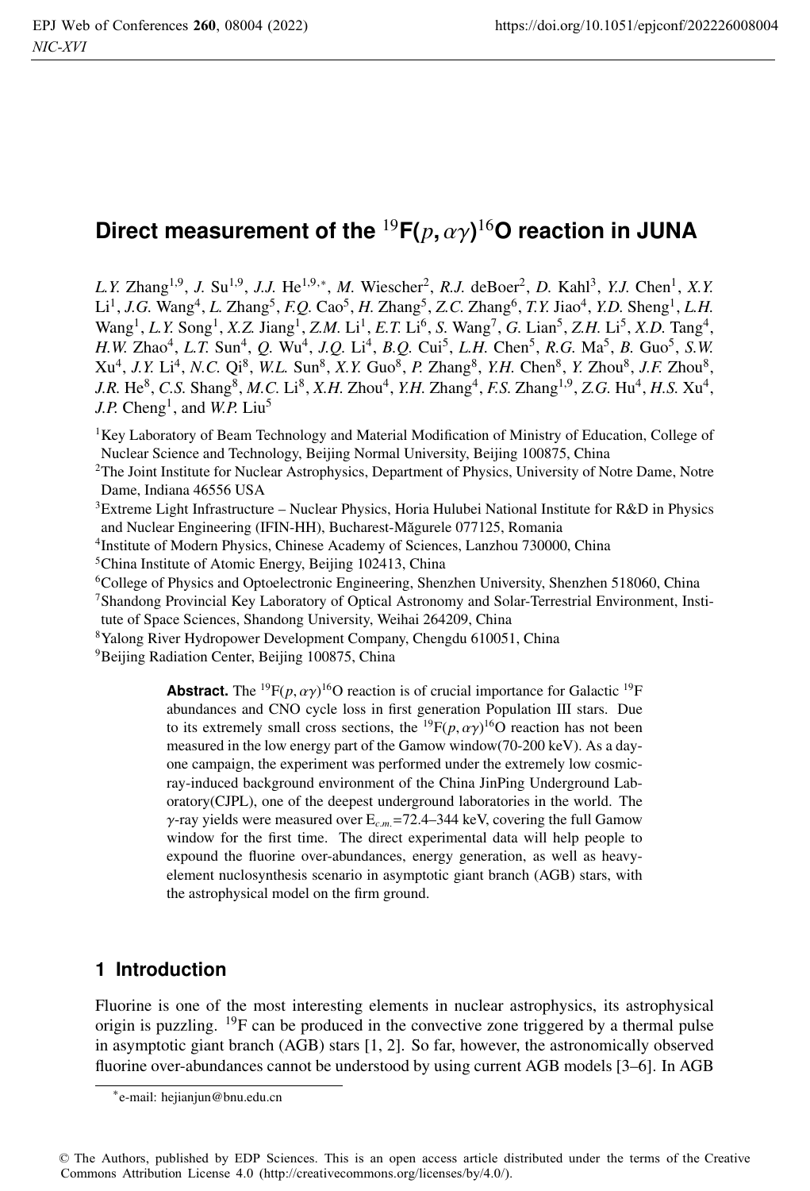# Direct measurement of the $^{19}$F$(p, \alpha\gamma)^{16}$O reaction in JUNA

*L.Y.* Zhang[1,9], *J.* Su[1,9], *J.J.* He[1,9,*], *M.* Wiescher[2], *R.J.* deBoer[2], *D.* Kahl[3], *Y.J.* Chen[1], *X.Y.* Li[1], *J.G.* Wang[4], *L.* Zhang[5], *F.Q.* Cao[5], *H.* Zhang[5], *Z.C.* Zhang[6], *T.Y.* Jiao[4], *Y.D.* Sheng[1], *L.H.* Wang[1], *L.Y.* Song[1], *X.Z.* Jiang[1], *Z.M.* Li[1], *E.T.* Li[6], *S.* Wang[7], *G.* Lian[5], *Z.H.* Li[5], *X.D.* Tang[4], *H.W.* Zhao[4], *L.T.* Sun[4], *Q.* Wu[4], *J.Q.* Li[4], *B.Q.* Cui[5], *L.H.* Chen[5], *R.G.* Ma[5], *B.* Guo[5], *S.W.* Xu[4], *J.Y.* Li[4], *N.C.* Qi[8], *W.L.* Sun[8], *X.Y.* Guo[8], *P.* Zhang[8], *Y.H.* Chen[8], *Y.* Zhou[8], *J.F.* Zhou[8], *J.R.* He[8], *C.S.* Shang[8], *M.C.* Li[8], *X.H.* Zhou[4], *Y.H.* Zhang[4], *F.S.* Zhang[1,9], *Z.G.* Hu[4], *H.S.* Xu[4], *J.P.* Cheng[1], and *W.P.* Liu[5]

[1]Key Laboratory of Beam Technology and Material Modification of Ministry of Education, College of Nuclear Science and Technology, Beijing Normal University, Beijing 100875, China
[2]The Joint Institute for Nuclear Astrophysics, Department of Physics, University of Notre Dame, Notre Dame, Indiana 46556 USA
[3]Extreme Light Infrastructure – Nuclear Physics, Horia Hulubei National Institute for R&D in Physics and Nuclear Engineering (IFIN-HH), Bucharest-Măgurele 077125, Romania
[4]Institute of Modern Physics, Chinese Academy of Sciences, Lanzhou 730000, China
[5]China Institute of Atomic Energy, Beijing 102413, China
[6]College of Physics and Optoelectronic Engineering, Shenzhen University, Shenzhen 518060, China
[7]Shandong Provincial Key Laboratory of Optical Astronomy and Solar-Terrestrial Environment, Institute of Space Sciences, Shandong University, Weihai 264209, China
[8]Yalong River Hydropower Development Company, Chengdu 610051, China
[9]Beijing Radiation Center, Beijing 100875, China

**Abstract.** The $^{19}$F$(p, \alpha\gamma)^{16}$O reaction is of crucial importance for Galactic $^{19}$F abundances and CNO cycle loss in first generation Population III stars. Due to its extremely small cross sections, the $^{19}$F$(p, \alpha\gamma)^{16}$O reaction has not been measured in the low energy part of the Gamow window(70-200 keV). As a day-one campaign, the experiment was performed under the extremely low cosmic-ray-induced background environment of the China JinPing Underground Laboratory(CJPL), one of the deepest underground laboratories in the world. The $\gamma$-ray yields were measured over $E_{c.m.}$=72.4–344 keV, covering the full Gamow window for the first time. The direct experimental data will help people to expound the fluorine over-abundances, energy generation, as well as heavy-element nuclosynthesis scenario in asymptotic giant branch (AGB) stars, with the astrophysical model on the firm ground.

## 1 Introduction

Fluorine is one of the most interesting elements in nuclear astrophysics, its astrophysical origin is puzzling. $^{19}$F can be produced in the convective zone triggered by a thermal pulse in asymptotic giant branch (AGB) stars [1, 2]. So far, however, the astronomically observed fluorine over-abundances cannot be understood by using current AGB models [3–6]. In AGB

*e-mail: hejianjun@bnu.edu.cn

© The Authors, published by EDP Sciences. This is an open access article distributed under the terms of the Creative Commons Attribution License 4.0 (http://creativecommons.org/licenses/by/4.0/).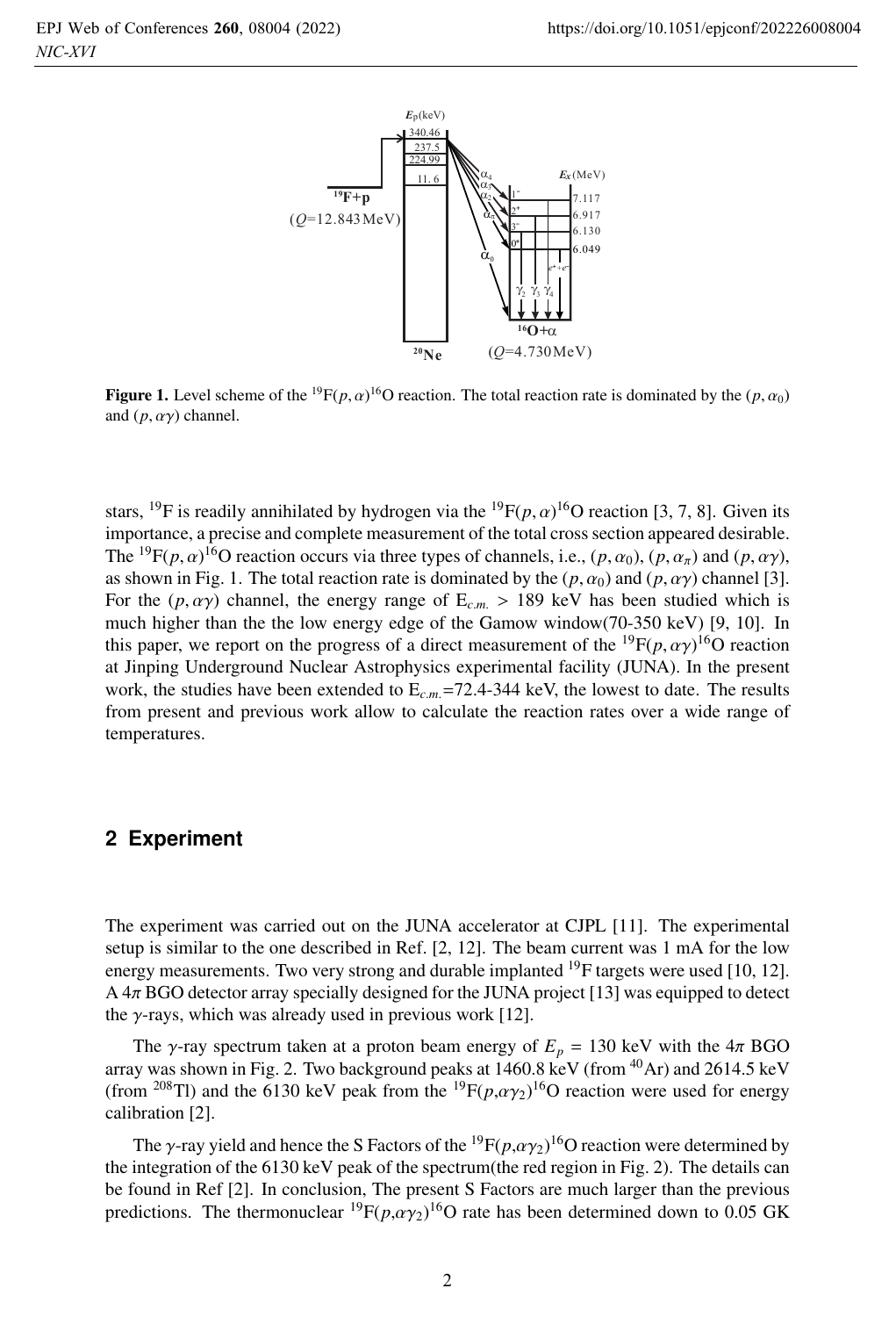**Figure 1.** Level scheme of the $^{19}F(p,\alpha)^{16}O$ reaction. The total reaction rate is dominated by the $(p,\alpha_0)$ and $(p,\alpha\gamma)$ channel.

stars, $^{19}F$ is readily annihilated by hydrogen via the $^{19}F(p,\alpha)^{16}O$ reaction [3, 7, 8]. Given its importance, a precise and complete measurement of the total cross section appeared desirable. The $^{19}F(p,\alpha)^{16}O$ reaction occurs via three types of channels, i.e., $(p,\alpha_0)$, $(p,\alpha_\pi)$ and $(p,\alpha\gamma)$, as shown in Fig. 1. The total reaction rate is dominated by the $(p,\alpha_0)$ and $(p,\alpha\gamma)$ channel [3]. For the $(p,\alpha\gamma)$ channel, the energy range of $E_{c.m.}$ > 189 keV has been studied which is much higher than the the low energy edge of the Gamow window(70-350 keV) [9, 10]. In this paper, we report on the progress of a direct measurement of the $^{19}F(p,\alpha\gamma)^{16}O$ reaction at Jinping Underground Nuclear Astrophysics experimental facility (JUNA). In the present work, the studies have been extended to $E_{c.m.}$=72.4-344 keV, the lowest to date. The results from present and previous work allow to calculate the reaction rates over a wide range of temperatures.

## 2 Experiment

The experiment was carried out on the JUNA accelerator at CJPL [11]. The experimental setup is similar to the one described in Ref. [2, 12]. The beam current was 1 mA for the low energy measurements. Two very strong and durable implanted $^{19}F$ targets were used [10, 12]. A $4\pi$ BGO detector array specially designed for the JUNA project [13] was equipped to detect the $\gamma$-rays, which was already used in previous work [12].

The $\gamma$-ray spectrum taken at a proton beam energy of $E_p$ = 130 keV with the $4\pi$ BGO array was shown in Fig. 2. Two background peaks at 1460.8 keV (from $^{40}Ar$) and 2614.5 keV (from $^{208}Tl$) and the 6130 keV peak from the $^{19}F(p,\alpha\gamma_2)^{16}O$ reaction were used for energy calibration [2].

The $\gamma$-ray yield and hence the S Factors of the $^{19}F(p,\alpha\gamma_2)^{16}O$ reaction were determined by the integration of the 6130 keV peak of the spectrum(the red region in Fig. 2). The details can be found in Ref [2]. In conclusion, The present S Factors are much larger than the previous predictions. The thermonuclear $^{19}F(p,\alpha\gamma_2)^{16}O$ rate has been determined down to 0.05 GK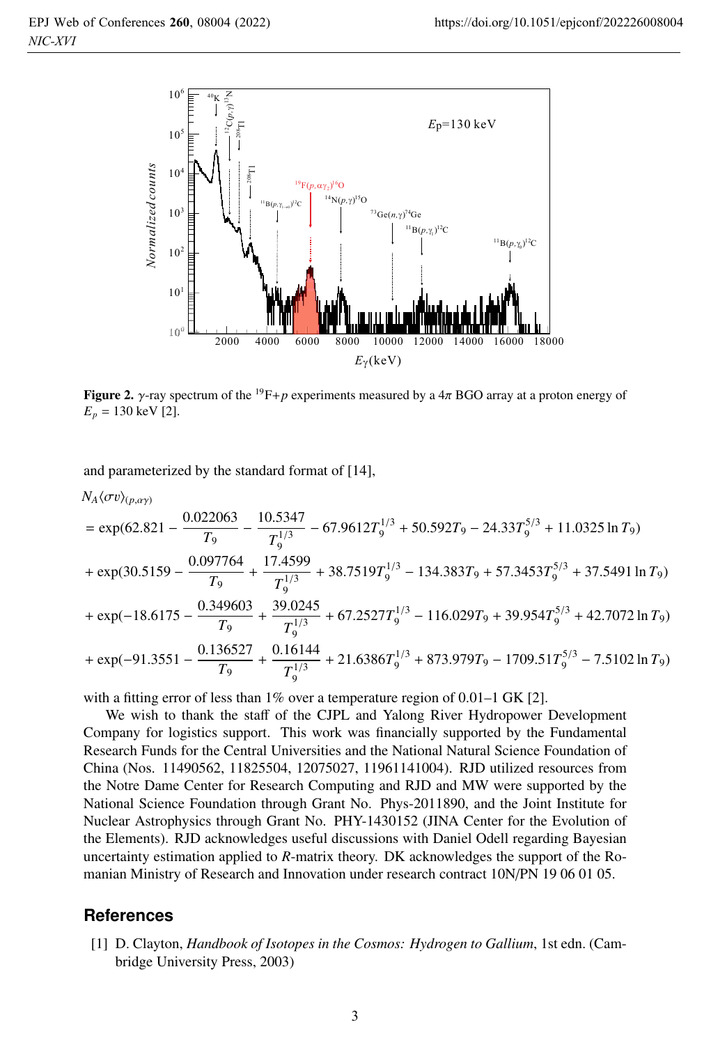**Figure 2.** $\gamma$-ray spectrum of the $^{19}$F+$p$ experiments measured by a $4\pi$ BGO array at a proton energy of $E_p$ = 130 keV [2].

and parameterized by the standard format of [14],

$$
\begin{aligned}
&N_A\langle\sigma v\rangle_{(p,\alpha\gamma)} \\
&= \exp(62.821 - \frac{0.022063}{T_9} - \frac{10.5347}{T_9^{1/3}} - 67.9612T_9^{1/3} + 50.592T_9 - 24.33T_9^{5/3} + 11.0325\ln T_9) \\
&+ \exp(30.5159 - \frac{0.097764}{T_9} + \frac{17.4599}{T_9^{1/3}} + 38.7519T_9^{1/3} - 134.383T_9 + 57.3453T_9^{5/3} + 37.5491\ln T_9) \\
&+ \exp(-18.6175 - \frac{0.349603}{T_9} + \frac{39.0245}{T_9^{1/3}} + 67.2527T_9^{1/3} - 116.029T_9 + 39.954T_9^{5/3} + 42.7072\ln T_9) \\
&+ \exp(-91.3551 - \frac{0.136527}{T_9} + \frac{0.16144}{T_9^{1/3}} + 21.6386T_9^{1/3} + 873.979T_9 - 1709.51T_9^{5/3} - 7.5102\ln T_9)
\end{aligned}
$$

with a fitting error of less than 1% over a temperature region of 0.01–1 GK [2].

We wish to thank the staff of the CJPL and Yalong River Hydropower Development Company for logistics support. This work was financially supported by the Fundamental Research Funds for the Central Universities and the National Natural Science Foundation of China (Nos. 11490562, 11825504, 12075027, 11961141004). RJD utilized resources from the Notre Dame Center for Research Computing and RJD and MW were supported by the National Science Foundation through Grant No. Phys-2011890, and the Joint Institute for Nuclear Astrophysics through Grant No. PHY-1430152 (JINA Center for the Evolution of the Elements). RJD acknowledges useful discussions with Daniel Odell regarding Bayesian uncertainty estimation applied to *R*-matrix theory. DK acknowledges the support of the Romanian Ministry of Research and Innovation under research contract 10N/PN 19 06 01 05.

## References

[1] D. Clayton, *Handbook of Isotopes in the Cosmos: Hydrogen to Gallium*, 1st edn. (Cambridge University Press, 2003)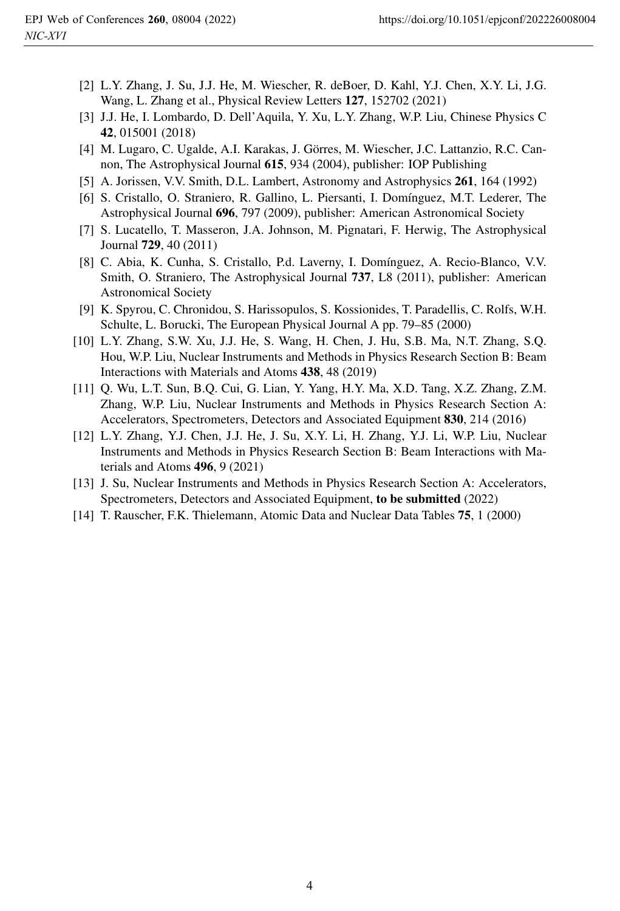[2] L.Y. Zhang, J. Su, J.J. He, M. Wiescher, R. deBoer, D. Kahl, Y.J. Chen, X.Y. Li, J.G. Wang, L. Zhang et al., Physical Review Letters **127**, 152702 (2021)

[3] J.J. He, I. Lombardo, D. Dell'Aquila, Y. Xu, L.Y. Zhang, W.P. Liu, Chinese Physics C **42**, 015001 (2018)

[4] M. Lugaro, C. Ugalde, A.I. Karakas, J. Görres, M. Wiescher, J.C. Lattanzio, R.C. Cannon, The Astrophysical Journal **615**, 934 (2004), publisher: IOP Publishing

[5] A. Jorissen, V.V. Smith, D.L. Lambert, Astronomy and Astrophysics **261**, 164 (1992)

[6] S. Cristallo, O. Straniero, R. Gallino, L. Piersanti, I. Domínguez, M.T. Lederer, The Astrophysical Journal **696**, 797 (2009), publisher: American Astronomical Society

[7] S. Lucatello, T. Masseron, J.A. Johnson, M. Pignatari, F. Herwig, The Astrophysical Journal **729**, 40 (2011)

[8] C. Abia, K. Cunha, S. Cristallo, P.d. Laverny, I. Domínguez, A. Recio-Blanco, V.V. Smith, O. Straniero, The Astrophysical Journal **737**, L8 (2011), publisher: American Astronomical Society

[9] K. Spyrou, C. Chronidou, S. Harissopulos, S. Kossionides, T. Paradellis, C. Rolfs, W.H. Schulte, L. Borucki, The European Physical Journal A pp. 79–85 (2000)

[10] L.Y. Zhang, S.W. Xu, J.J. He, S. Wang, H. Chen, J. Hu, S.B. Ma, N.T. Zhang, S.Q. Hou, W.P. Liu, Nuclear Instruments and Methods in Physics Research Section B: Beam Interactions with Materials and Atoms **438**, 48 (2019)

[11] Q. Wu, L.T. Sun, B.Q. Cui, G. Lian, Y. Yang, H.Y. Ma, X.D. Tang, X.Z. Zhang, Z.M. Zhang, W.P. Liu, Nuclear Instruments and Methods in Physics Research Section A: Accelerators, Spectrometers, Detectors and Associated Equipment **830**, 214 (2016)

[12] L.Y. Zhang, Y.J. Chen, J.J. He, J. Su, X.Y. Li, H. Zhang, Y.J. Li, W.P. Liu, Nuclear Instruments and Methods in Physics Research Section B: Beam Interactions with Materials and Atoms **496**, 9 (2021)

[13] J. Su, Nuclear Instruments and Methods in Physics Research Section A: Accelerators, Spectrometers, Detectors and Associated Equipment, **to be submitted** (2022)

[14] T. Rauscher, F.K. Thielemann, Atomic Data and Nuclear Data Tables **75**, 1 (2000)